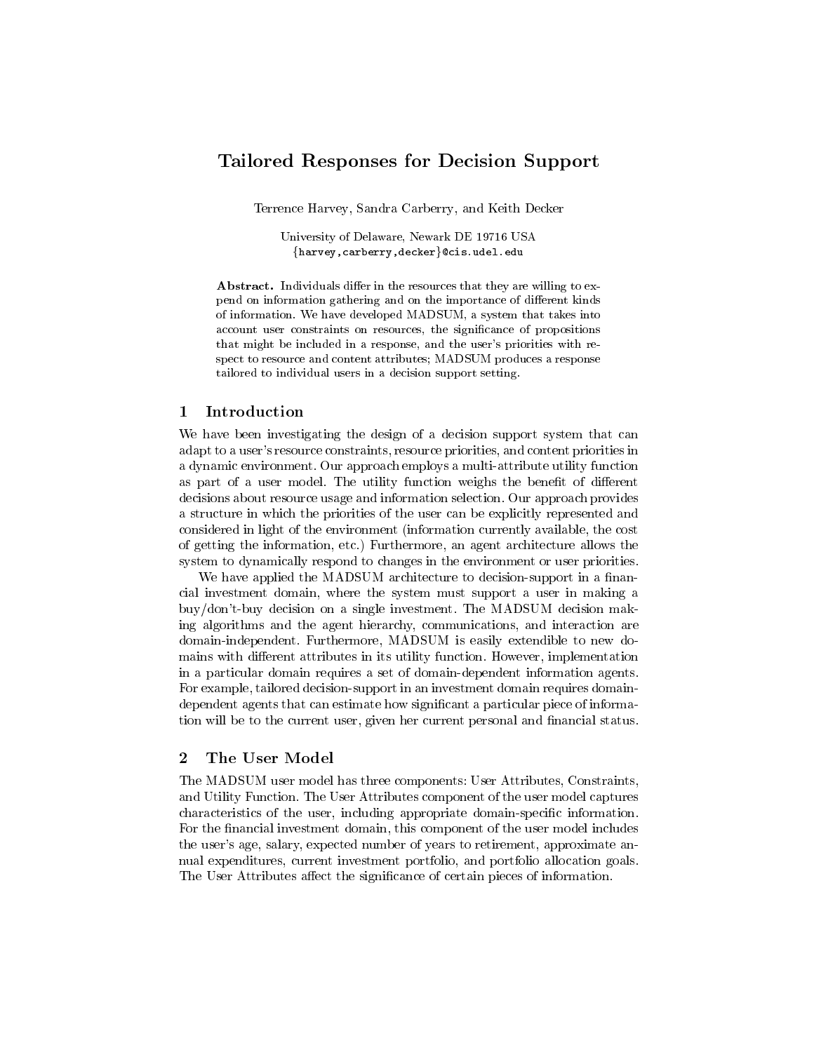# Tailored Responses for Decision Support

Terrence Harvey, Sandra Carberry, and Keith Decker

University of Delaware, Newark DE 19716 USA
{harvey,carberry,decker}@cis.udel.edu

**Abstract.** Individuals differ in the resources that they are willing to expend on information gathering and on the importance of different kinds of information. We have developed MADSUM, a system that takes into account user constraints on resources, the significance of propositions that might be included in a response, and the user's priorities with respect to resource and content attributes; MADSUM produces a response tailored to individual users in a decision support setting.

## 1 Introduction

We have been investigating the design of a decision support system that can adapt to a user's resource constraints, resource priorities, and content priorities in a dynamic environment. Our approach employs a multi-attribute utility function as part of a user model. The utility function weighs the benefit of different decisions about resource usage and information selection. Our approach provides a structure in which the priorities of the user can be explicitly represented and considered in light of the environment (information currently available, the cost of getting the information, etc.) Furthermore, an agent architecture allows the system to dynamically respond to changes in the environment or user priorities.

We have applied the MADSUM architecture to decision-support in a financial investment domain, where the system must support a user in making a buy/don't-buy decision on a single investment. The MADSUM decision making algorithms and the agent hierarchy, communications, and interaction are domain-independent. Furthermore, MADSUM is easily extendible to new domains with different attributes in its utility function. However, implementation in a particular domain requires a set of domain-dependent information agents. For example, tailored decision-support in an investment domain requires domain-dependent agents that can estimate how significant a particular piece of information will be to the current user, given her current personal and financial status.

## 2 The User Model

The MADSUM user model has three components: User Attributes, Constraints, and Utility Function. The User Attributes component of the user model captures characteristics of the user, including appropriate domain-specific information. For the financial investment domain, this component of the user model includes the user's age, salary, expected number of years to retirement, approximate annual expenditures, current investment portfolio, and portfolio allocation goals. The User Attributes affect the significance of certain pieces of information.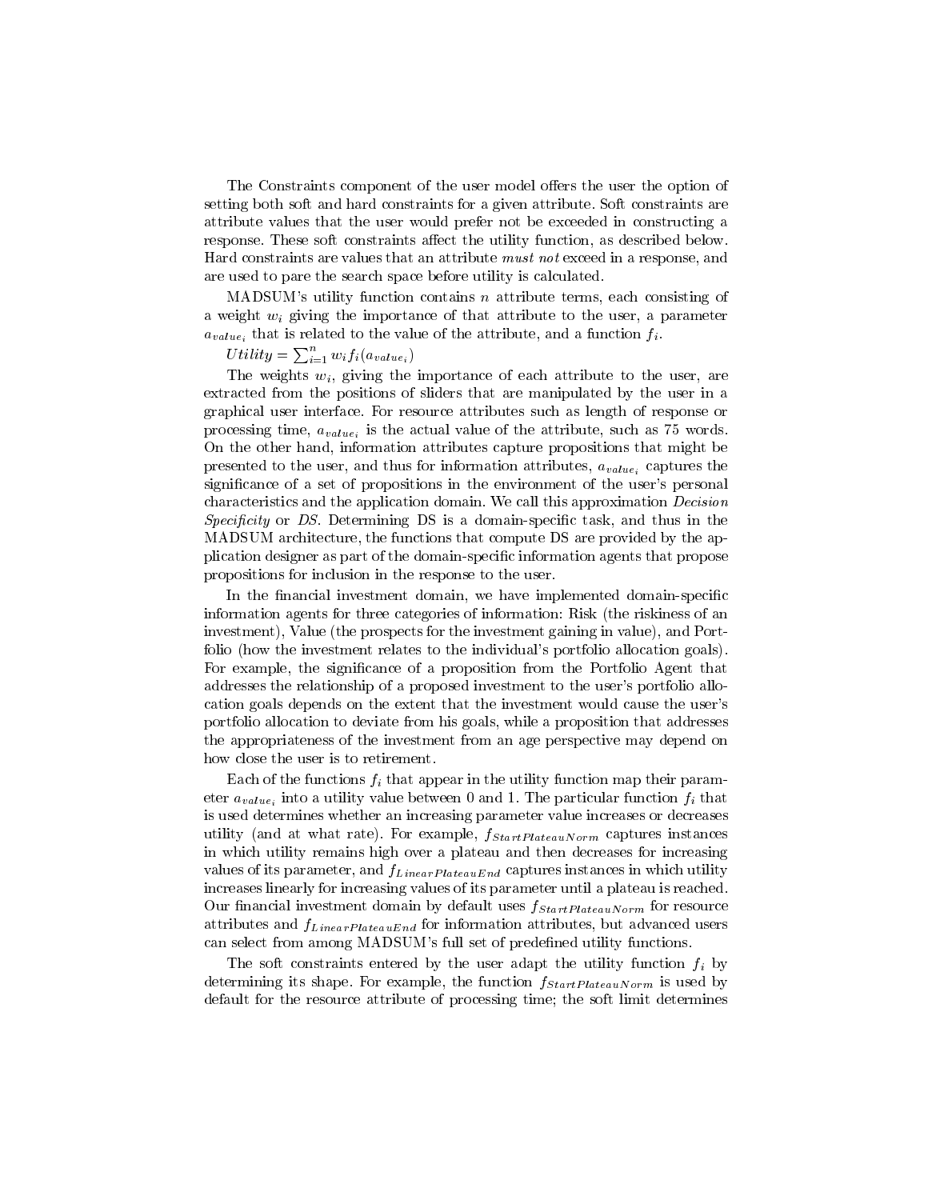The Constraints component of the user model offers the user the option of setting both soft and hard constraints for a given attribute. Soft constraints are attribute values that the user would prefer not be exceeded in constructing a response. These soft constraints affect the utility function, as described below. Hard constraints are values that an attribute *must not* exceed in a response, and are used to pare the search space before utility is calculated.

MADSUM's utility function contains $n$ attribute terms, each consisting of a weight $w_i$ giving the importance of that attribute to the user, a parameter $a_{value_i}$ that is related to the value of the attribute, and a function $f_i$.

$Utility = \sum_{i=1}^{n} w_i f_i(a_{value_i})$

The weights $w_i$, giving the importance of each attribute to the user, are extracted from the positions of sliders that are manipulated by the user in a graphical user interface. For resource attributes such as length of response or processing time, $a_{value_i}$ is the actual value of the attribute, such as 75 words. On the other hand, information attributes capture propositions that might be presented to the user, and thus for information attributes, $a_{value_i}$ captures the significance of a set of propositions in the environment of the user's personal characteristics and the application domain. We call this approximation *Decision Specificity* or *DS*. Determining DS is a domain-specific task, and thus in the MADSUM architecture, the functions that compute DS are provided by the application designer as part of the domain-specific information agents that propose propositions for inclusion in the response to the user.

In the financial investment domain, we have implemented domain-specific information agents for three categories of information: Risk (the riskiness of an investment), Value (the prospects for the investment gaining in value), and Portfolio (how the investment relates to the individual's portfolio allocation goals). For example, the significance of a proposition from the Portfolio Agent that addresses the relationship of a proposed investment to the user's portfolio allocation goals depends on the extent that the investment would cause the user's portfolio allocation to deviate from his goals, while a proposition that addresses the appropriateness of the investment from an age perspective may depend on how close the user is to retirement.

Each of the functions $f_i$ that appear in the utility function map their parameter $a_{value_i}$ into a utility value between 0 and 1. The particular function $f_i$ that is used determines whether an increasing parameter value increases or decreases utility (and at what rate). For example, $f_{StartPlateauNorm}$ captures instances in which utility remains high over a plateau and then decreases for increasing values of its parameter, and $f_{LinearPlateauEnd}$ captures instances in which utility increases linearly for increasing values of its parameter until a plateau is reached. Our financial investment domain by default uses $f_{StartPlateauNorm}$ for resource attributes and $f_{LinearPlateauEnd}$ for information attributes, but advanced users can select from among MADSUM's full set of predefined utility functions.

The soft constraints entered by the user adapt the utility function $f_i$ by determining its shape. For example, the function $f_{StartPlateauNorm}$ is used by default for the resource attribute of processing time; the soft limit determines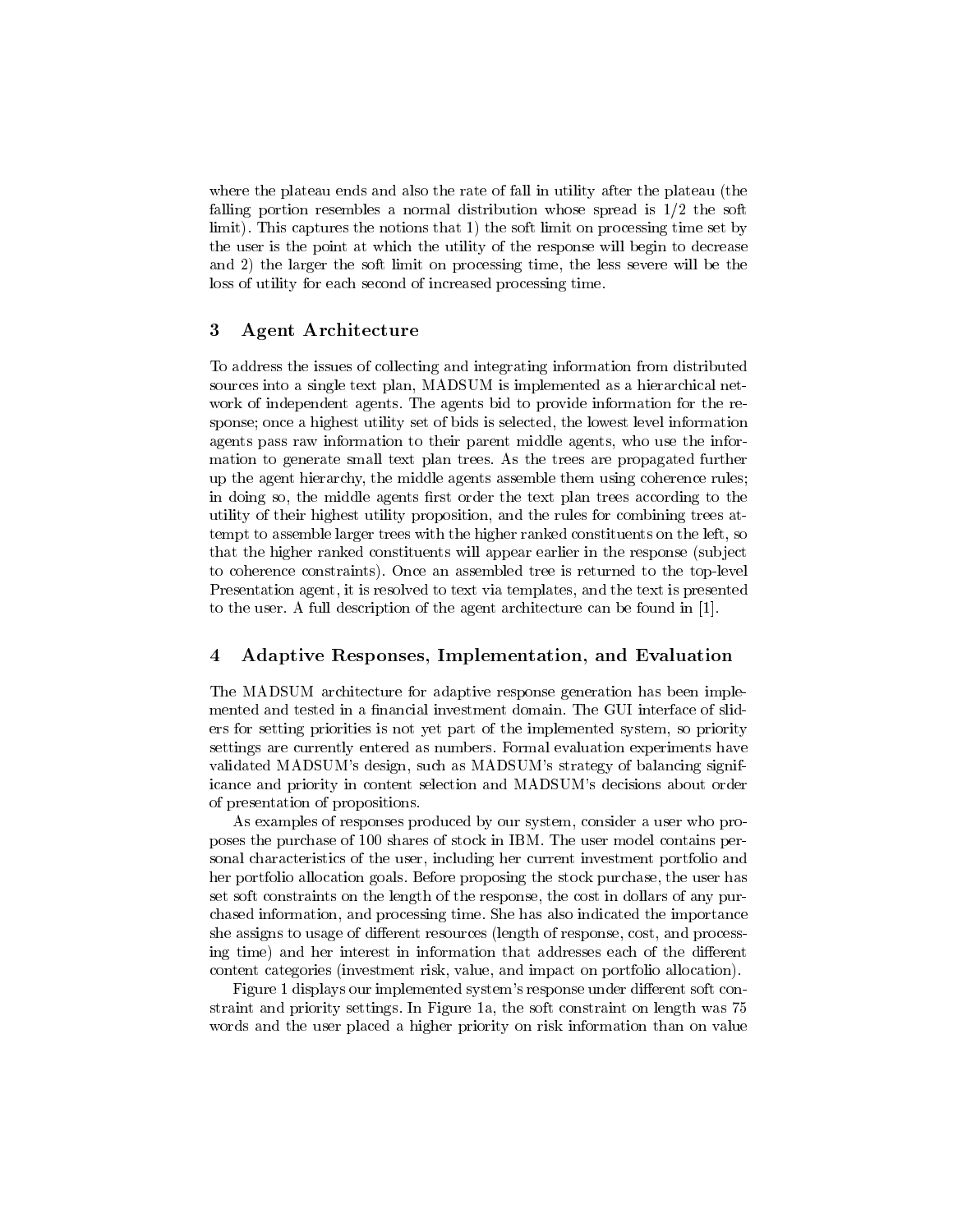where the plateau ends and also the rate of fall in utility after the plateau (the falling portion resembles a normal distribution whose spread is 1/2 the soft limit). This captures the notions that 1) the soft limit on processing time set by the user is the point at which the utility of the response will begin to decrease and 2) the larger the soft limit on processing time, the less severe will be the loss of utility for each second of increased processing time.

## 3 Agent Architecture

To address the issues of collecting and integrating information from distributed sources into a single text plan, MADSUM is implemented as a hierarchical network of independent agents. The agents bid to provide information for the response; once a highest utility set of bids is selected, the lowest level information agents pass raw information to their parent middle agents, who use the information to generate small text plan trees. As the trees are propagated further up the agent hierarchy, the middle agents assemble them using coherence rules; in doing so, the middle agents first order the text plan trees according to the utility of their highest utility proposition, and the rules for combining trees attempt to assemble larger trees with the higher ranked constituents on the left, so that the higher ranked constituents will appear earlier in the response (subject to coherence constraints). Once an assembled tree is returned to the top-level Presentation agent, it is resolved to text via templates, and the text is presented to the user. A full description of the agent architecture can be found in [1].

## 4 Adaptive Responses, Implementation, and Evaluation

The MADSUM architecture for adaptive response generation has been implemented and tested in a financial investment domain. The GUI interface of sliders for setting priorities is not yet part of the implemented system, so priority settings are currently entered as numbers. Formal evaluation experiments have validated MADSUM's design, such as MADSUM's strategy of balancing significance and priority in content selection and MADSUM's decisions about order of presentation of propositions.

As examples of responses produced by our system, consider a user who proposes the purchase of 100 shares of stock in IBM. The user model contains personal characteristics of the user, including her current investment portfolio and her portfolio allocation goals. Before proposing the stock purchase, the user has set soft constraints on the length of the response, the cost in dollars of any purchased information, and processing time. She has also indicated the importance she assigns to usage of different resources (length of response, cost, and processing time) and her interest in information that addresses each of the different content categories (investment risk, value, and impact on portfolio allocation).

Figure 1 displays our implemented system's response under different soft constraint and priority settings. In Figure 1a, the soft constraint on length was 75 words and the user placed a higher priority on risk information than on value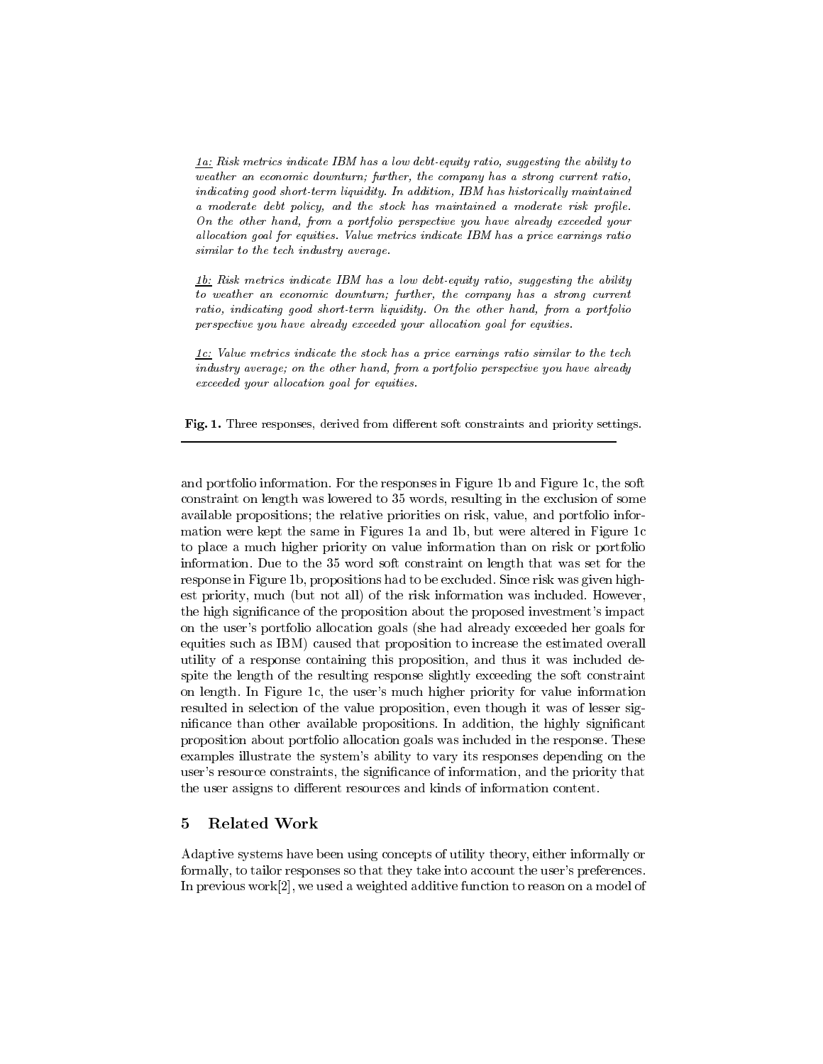*1a: Risk metrics indicate IBM has a low debt-equity ratio, suggesting the ability to weather an economic downturn; further, the company has a strong current ratio, indicating good short-term liquidity. In addition, IBM has historically maintained a moderate debt policy, and the stock has maintained a moderate risk profile. On the other hand, from a portfolio perspective you have already exceeded your allocation goal for equities. Value metrics indicate IBM has a price earnings ratio similar to the tech industry average.*

*1b: Risk metrics indicate IBM has a low debt-equity ratio, suggesting the ability to weather an economic downturn; further, the company has a strong current ratio, indicating good short-term liquidity. On the other hand, from a portfolio perspective you have already exceeded your allocation goal for equities.*

*1c: Value metrics indicate the stock has a price earnings ratio similar to the tech industry average; on the other hand, from a portfolio perspective you have already exceeded your allocation goal for equities.*

**Fig. 1.** Three responses, derived from different soft constraints and priority settings.

and portfolio information. For the responses in Figure 1b and Figure 1c, the soft constraint on length was lowered to 35 words, resulting in the exclusion of some available propositions; the relative priorities on risk, value, and portfolio information were kept the same in Figures 1a and 1b, but were altered in Figure 1c to place a much higher priority on value information than on risk or portfolio information. Due to the 35 word soft constraint on length that was set for the response in Figure 1b, propositions had to be excluded. Since risk was given highest priority, much (but not all) of the risk information was included. However, the high significance of the proposition about the proposed investment's impact on the user's portfolio allocation goals (she had already exceeded her goals for equities such as IBM) caused that proposition to increase the estimated overall utility of a response containing this proposition, and thus it was included despite the length of the resulting response slightly exceeding the soft constraint on length. In Figure 1c, the user's much higher priority for value information resulted in selection of the value proposition, even though it was of lesser significance than other available propositions. In addition, the highly significant proposition about portfolio allocation goals was included in the response. These examples illustrate the system's ability to vary its responses depending on the user's resource constraints, the significance of information, and the priority that the user assigns to different resources and kinds of information content.

## 5 Related Work

Adaptive systems have been using concepts of utility theory, either informally or formally, to tailor responses so that they take into account the user's preferences. In previous work[2], we used a weighted additive function to reason on a model of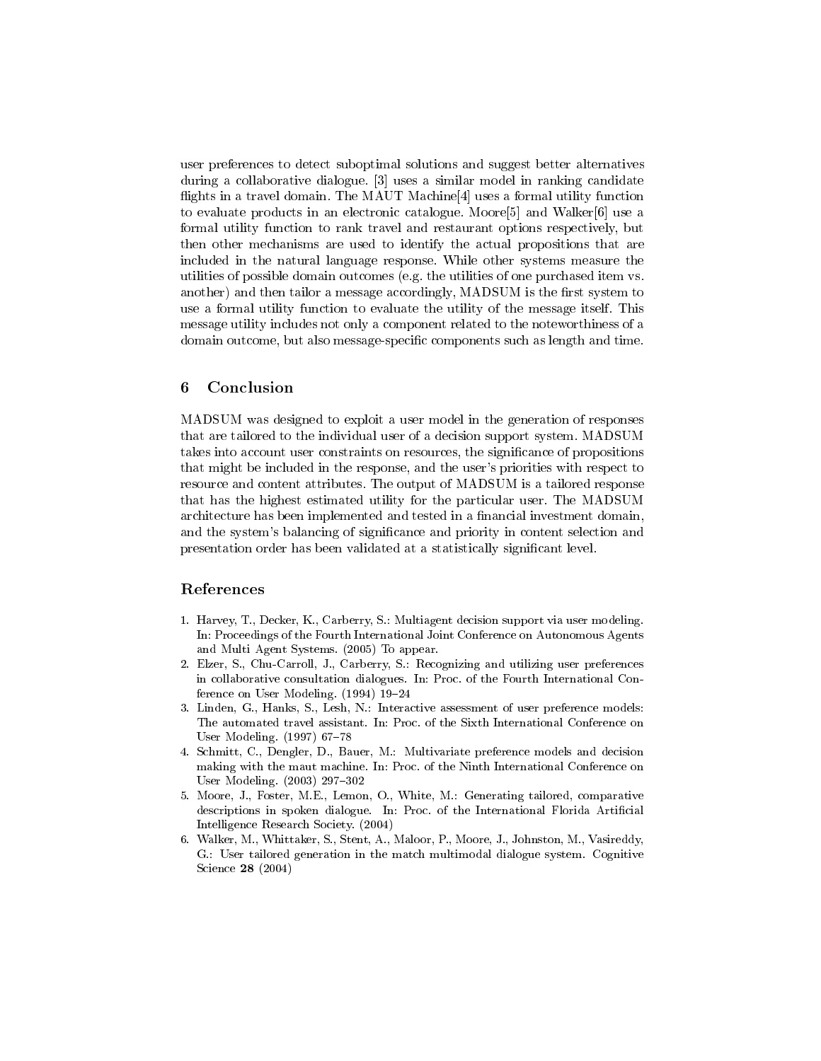user preferences to detect suboptimal solutions and suggest better alternatives during a collaborative dialogue. [3] uses a similar model in ranking candidate flights in a travel domain. The MAUT Machine[4] uses a formal utility function to evaluate products in an electronic catalogue. Moore[5] and Walker[6] use a formal utility function to rank travel and restaurant options respectively, but then other mechanisms are used to identify the actual propositions that are included in the natural language response. While other systems measure the utilities of possible domain outcomes (e.g. the utilities of one purchased item vs. another) and then tailor a message accordingly, MADSUM is the first system to use a formal utility function to evaluate the utility of the message itself. This message utility includes not only a component related to the noteworthiness of a domain outcome, but also message-specific components such as length and time.

## 6 Conclusion

MADSUM was designed to exploit a user model in the generation of responses that are tailored to the individual user of a decision support system. MADSUM takes into account user constraints on resources, the significance of propositions that might be included in the response, and the user's priorities with respect to resource and content attributes. The output of MADSUM is a tailored response that has the highest estimated utility for the particular user. The MADSUM architecture has been implemented and tested in a financial investment domain, and the system's balancing of significance and priority in content selection and presentation order has been validated at a statistically significant level.

## References

1. Harvey, T., Decker, K., Carberry, S.: Multiagent decision support via user modeling. In: Proceedings of the Fourth International Joint Conference on Autonomous Agents and Multi Agent Systems. (2005) To appear.
2. Elzer, S., Chu-Carroll, J., Carberry, S.: Recognizing and utilizing user preferences in collaborative consultation dialogues. In: Proc. of the Fourth International Conference on User Modeling. (1994) 19–24
3. Linden, G., Hanks, S., Lesh, N.: Interactive assessment of user preference models: The automated travel assistant. In: Proc. of the Sixth International Conference on User Modeling. (1997) 67–78
4. Schmitt, C., Dengler, D., Bauer, M.: Multivariate preference models and decision making with the maut machine. In: Proc. of the Ninth International Conference on User Modeling. (2003) 297–302
5. Moore, J., Foster, M.E., Lemon, O., White, M.: Generating tailored, comparative descriptions in spoken dialogue. In: Proc. of the International Florida Artificial Intelligence Research Society. (2004)
6. Walker, M., Whittaker, S., Stent, A., Maloor, P., Moore, J., Johnston, M., Vasireddy, G.: User tailored generation in the match multimodal dialogue system. Cognitive Science **28** (2004)